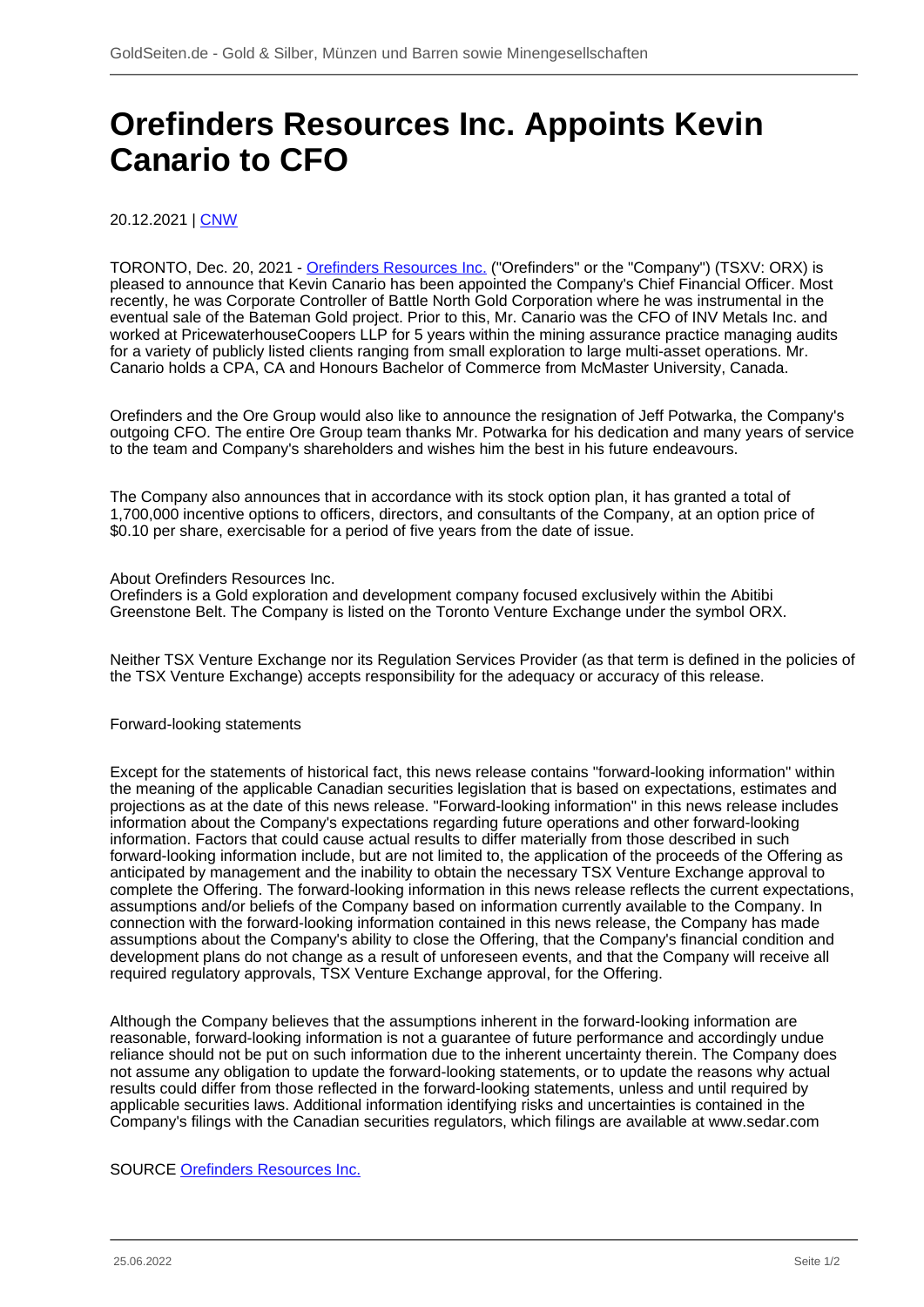# Orefinders Resources Inc. Appoints Kevin Canario to CFO

20.12.2021 | CNW

TORONTO, Dec. 20, 2021 - Orefinders Resources Inc. ("Orefinders" or the "Company") (TSXV: ORX) is pleased to announce that Kevin Canario has been appointed the Company's Chief Financial Officer. Most recently, he was Corporate Controller of Battle North Gold Corporation where he was instrumental in the eventual sale of the Bateman Gold project. Prior to this, Mr. Canario was the CFO of INV Metals Inc. and worked at PricewaterhouseCoopers LLP for 5 years within the mining assurance practice managing audits for a variety of publicly listed clients ranging from small exploration to large multi-asset operations. Mr. Canario holds a CPA, CA and Honours Bachelor of Commerce from McMaster University, Canada.

Orefinders and the Ore Group would also like to announce the resignation of Jeff Potwarka, the Company's outgoing CFO. The entire Ore Group team thanks Mr. Potwarka for his dedication and many years of service to the team and Company's shareholders and wishes him the best in his future endeavours.

The Company also announces that in accordance with its stock option plan, it has granted a total of 1,700,000 incentive options to officers, directors, and consultants of the Company, at an option price of $0.10 per share, exercisable for a period of five years from the date of issue.

About Orefinders Resources Inc.
Orefinders is a Gold exploration and development company focused exclusively within the Abitibi Greenstone Belt. The Company is listed on the Toronto Venture Exchange under the symbol ORX.

Neither TSX Venture Exchange nor its Regulation Services Provider (as that term is defined in the policies of the TSX Venture Exchange) accepts responsibility for the adequacy or accuracy of this release.

Forward-looking statements

Except for the statements of historical fact, this news release contains "forward-looking information" within the meaning of the applicable Canadian securities legislation that is based on expectations, estimates and projections as at the date of this news release. "Forward-looking information" in this news release includes information about the Company's expectations regarding future operations and other forward-looking information. Factors that could cause actual results to differ materially from those described in such forward-looking information include, but are not limited to, the application of the proceeds of the Offering as anticipated by management and the inability to obtain the necessary TSX Venture Exchange approval to complete the Offering. The forward-looking information in this news release reflects the current expectations, assumptions and/or beliefs of the Company based on information currently available to the Company. In connection with the forward-looking information contained in this news release, the Company has made assumptions about the Company's ability to close the Offering, that the Company's financial condition and development plans do not change as a result of unforeseen events, and that the Company will receive all required regulatory approvals, TSX Venture Exchange approval, for the Offering.

Although the Company believes that the assumptions inherent in the forward-looking information are reasonable, forward-looking information is not a guarantee of future performance and accordingly undue reliance should not be put on such information due to the inherent uncertainty therein. The Company does not assume any obligation to update the forward-looking statements, or to update the reasons why actual results could differ from those reflected in the forward-looking statements, unless and until required by applicable securities laws. Additional information identifying risks and uncertainties is contained in the Company's filings with the Canadian securities regulators, which filings are available at www.sedar.com

SOURCE Orefinders Resources Inc.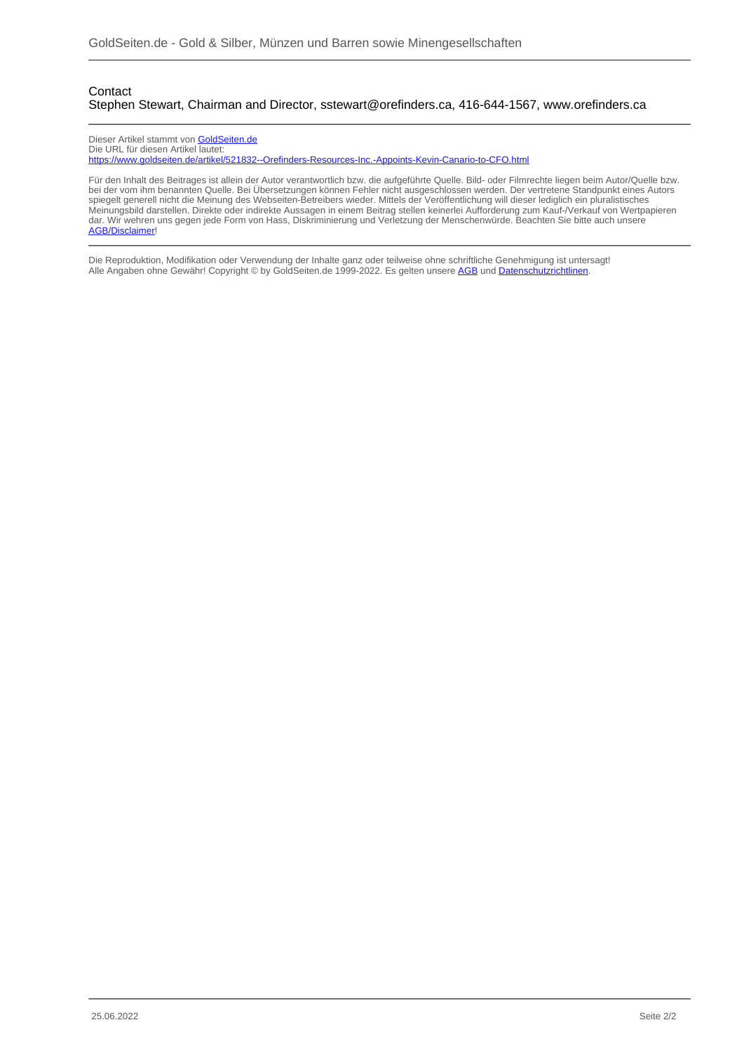Contact
Stephen Stewart, Chairman and Director, sstewart@orefinders.ca, 416-644-1567, www.orefinders.ca

---

Dieser Artikel stammt von [GoldSeiten.de](https://www.goldseiten.de)
Die URL für diesen Artikel lautet:
[https://www.goldseiten.de/artikel/521832--Orefinders-Resources-Inc.-Appoints-Kevin-Canario-to-CFO.html](https://www.goldseiten.de/artikel/521832--Orefinders-Resources-Inc.-Appoints-Kevin-Canario-to-CFO.html)

Für den Inhalt des Beitrages ist allein der Autor verantwortlich bzw. die aufgeführte Quelle. Bild- oder Filmrechte liegen beim Autor/Quelle bzw. bei der vom ihm benannten Quelle. Bei Übersetzungen können Fehler nicht ausgeschlossen werden. Der vertretene Standpunkt eines Autors spiegelt generell nicht die Meinung des Webseiten-Betreibers wieder. Mittels der Veröffentlichung will dieser lediglich ein pluralistisches Meinungsbild darstellen. Direkte oder indirekte Aussagen in einem Beitrag stellen keinerlei Aufforderung zum Kauf-/Verkauf von Wertpapieren dar. Wir wehren uns gegen jede Form von Hass, Diskriminierung und Verletzung der Menschenwürde. Beachten Sie bitte auch unsere AGB/Disclaimer!

---

Die Reproduktion, Modifikation oder Verwendung der Inhalte ganz oder teilweise ohne schriftliche Genehmigung ist untersagt!
Alle Angaben ohne Gewähr! Copyright © by GoldSeiten.de 1999-2022. Es gelten unsere AGB und Datenschutzrichtlinen.